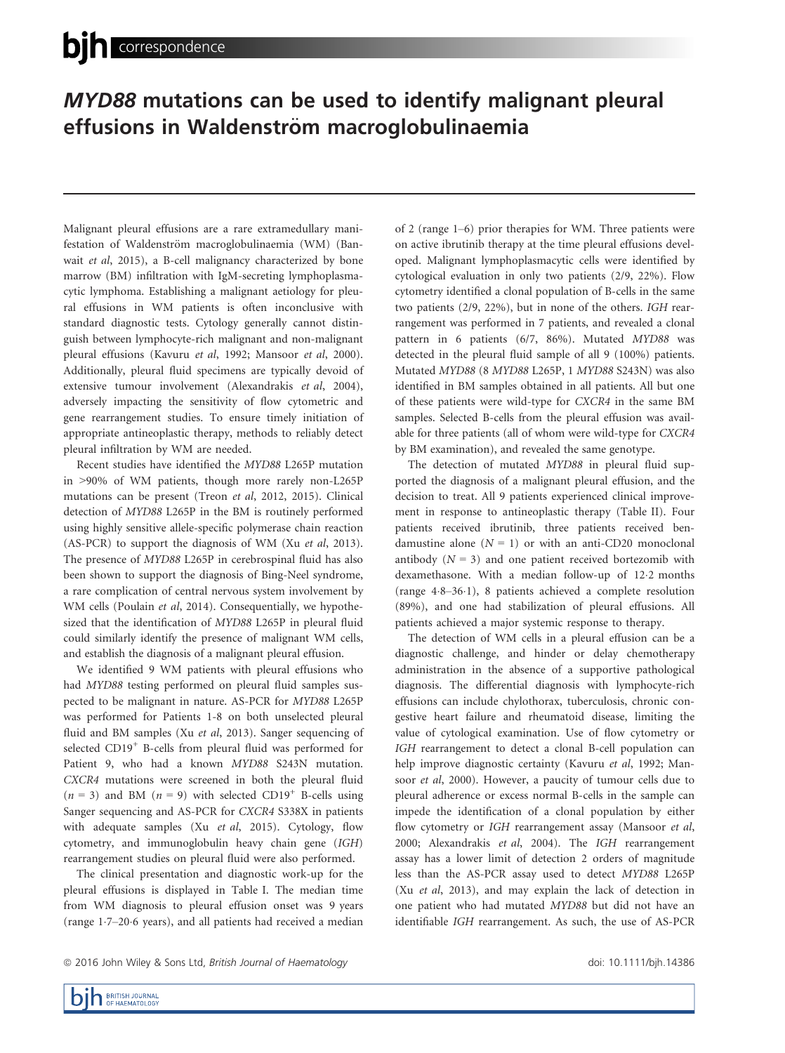# *MYD88* mutations can be used to identify malignant pleural effusions in Waldenström macroglobulinaemia

Malignant pleural effusions are a rare extramedullary manifestation of Waldenström macroglobulinaemia (WM) (Banwait *et al*, 2015), a B-cell malignancy characterized by bone marrow (BM) infiltration with IgM-secreting lymphoplasmacytic lymphoma. Establishing a malignant aetiology for pleural effusions in WM patients is often inconclusive with standard diagnostic tests. Cytology generally cannot distinguish between lymphocyte-rich malignant and non-malignant pleural effusions (Kavuru *et al*, 1992; Mansoor *et al*, 2000). Additionally, pleural fluid specimens are typically devoid of extensive tumour involvement (Alexandrakis *et al*, 2004), adversely impacting the sensitivity of flow cytometric and gene rearrangement studies. To ensure timely initiation of appropriate antineoplastic therapy, methods to reliably detect pleural infiltration by WM are needed.

Recent studies have identified the *MYD88* L265P mutation in >90% of WM patients, though more rarely non-L265P mutations can be present (Treon *et al*, 2012, 2015). Clinical detection of *MYD88* L265P in the BM is routinely performed using highly sensitive allele-specific polymerase chain reaction (AS-PCR) to support the diagnosis of WM (Xu *et al*, 2013). The presence of *MYD88* L265P in cerebrospinal fluid has also been shown to support the diagnosis of Bing-Neel syndrome, a rare complication of central nervous system involvement by WM cells (Poulain *et al*, 2014). Consequentially, we hypothesized that the identification of *MYD88* L265P in pleural fluid could similarly identify the presence of malignant WM cells, and establish the diagnosis of a malignant pleural effusion.

We identified 9 WM patients with pleural effusions who had *MYD88* testing performed on pleural fluid samples suspected to be malignant in nature. AS-PCR for *MYD88* L265P was performed for Patients 1-8 on both unselected pleural fluid and BM samples (Xu *et al*, 2013). Sanger sequencing of selected CD19$^+$ B-cells from pleural fluid was performed for Patient 9, who had a known *MYD88* S243N mutation. *CXCR4* mutations were screened in both the pleural fluid ($n$ = 3) and BM ($n$ = 9) with selected CD19$^+$ B-cells using Sanger sequencing and AS-PCR for *CXCR4* S338X in patients with adequate samples (Xu *et al*, 2015). Cytology, flow cytometry, and immunoglobulin heavy chain gene (*IGH*) rearrangement studies on pleural fluid were also performed.

The clinical presentation and diagnostic work-up for the pleural effusions is displayed in Table I. The median time from WM diagnosis to pleural effusion onset was 9 years (range 1·7–20·6 years), and all patients had received a median of 2 (range 1–6) prior therapies for WM. Three patients were on active ibrutinib therapy at the time pleural effusions developed. Malignant lymphoplasmacytic cells were identified by cytological evaluation in only two patients (2/9, 22%). Flow cytometry identified a clonal population of B-cells in the same two patients (2/9, 22%), but in none of the others. *IGH* rearrangement was performed in 7 patients, and revealed a clonal pattern in 6 patients (6/7, 86%). Mutated *MYD88* was detected in the pleural fluid sample of all 9 (100%) patients. Mutated *MYD88* (8 *MYD88* L265P, 1 *MYD88* S243N) was also identified in BM samples obtained in all patients. All but one of these patients were wild-type for *CXCR4* in the same BM samples. Selected B-cells from the pleural effusion was available for three patients (all of whom were wild-type for *CXCR4* by BM examination), and revealed the same genotype.

The detection of mutated *MYD88* in pleural fluid supported the diagnosis of a malignant pleural effusion, and the decision to treat. All 9 patients experienced clinical improvement in response to antineoplastic therapy (Table II). Four patients received ibrutinib, three patients received bendamustine alone ($N$ = 1) or with an anti-CD20 monoclonal antibody ($N$ = 3) and one patient received bortezomib with dexamethasone. With a median follow-up of 12·2 months (range 4·8–36·1), 8 patients achieved a complete resolution (89%), and one had stabilization of pleural effusions. All patients achieved a major systemic response to therapy.

The detection of WM cells in a pleural effusion can be a diagnostic challenge, and hinder or delay chemotherapy administration in the absence of a supportive pathological diagnosis. The differential diagnosis with lymphocyte-rich effusions can include chylothorax, tuberculosis, chronic congestive heart failure and rheumatoid disease, limiting the value of cytological examination. Use of flow cytometry or *IGH* rearrangement to detect a clonal B-cell population can help improve diagnostic certainty (Kavuru *et al*, 1992; Mansoor *et al*, 2000). However, a paucity of tumour cells due to pleural adherence or excess normal B-cells in the sample can impede the identification of a clonal population by either flow cytometry or *IGH* rearrangement assay (Mansoor *et al*, 2000; Alexandrakis *et al*, 2004). The *IGH* rearrangement assay has a lower limit of detection 2 orders of magnitude less than the AS-PCR assay used to detect *MYD88* L265P (Xu *et al*, 2013), and may explain the lack of detection in one patient who had mutated *MYD88* but did not have an identifiable *IGH* rearrangement. As such, the use of AS-PCR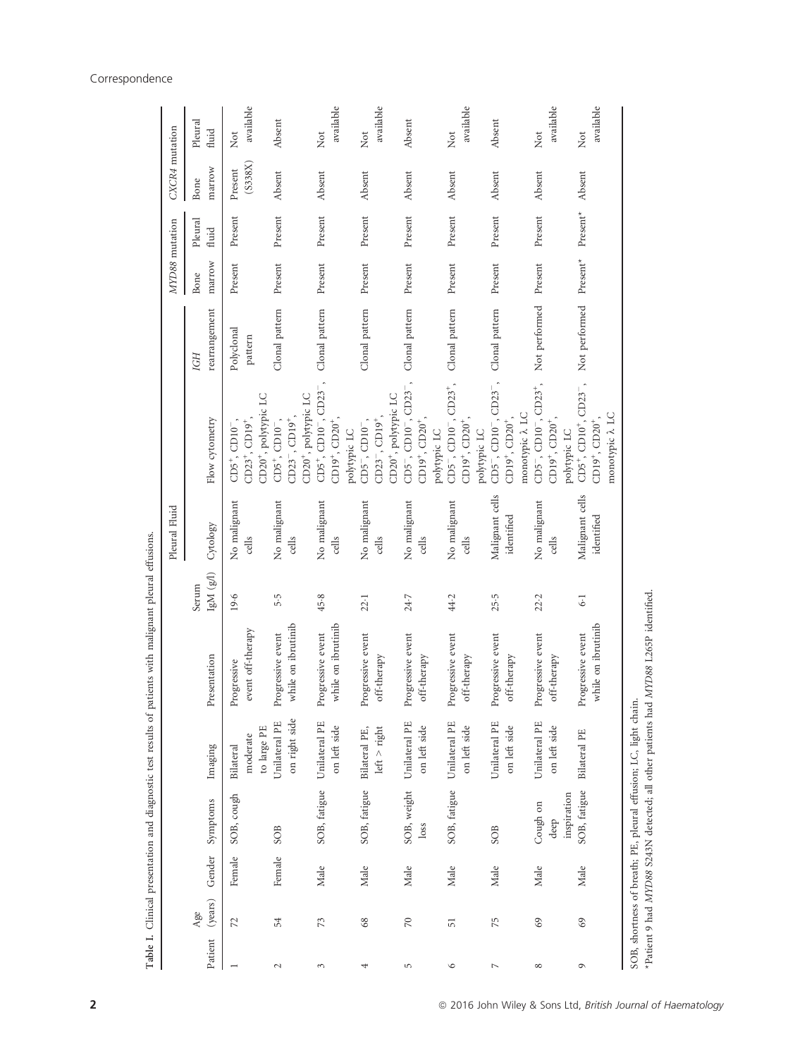**Table I.** Clinical presentation and diagnostic test results of patients with malignant pleural effusions.

| Patient | Age (years) | Gender | Symptoms | Imaging | Presentation | Serum IgM (g/l) | Pleural Fluid | | | *MYD88* mutation | | *CXCR4* mutation | |
|---|---|---|---|---|---|---|---|---|---|---|---|---|---|
| | | | | | | | Cytology | Flow cytometry | *IGH* rearrangement | Bone marrow | Pleural fluid | Bone marrow | Pleural fluid |
| 1 | 72 | Female | SOB, cough | Bilateral moderate to large PE | Progressive event off-therapy | 19·6 | No malignant cells | $CD5^+$, $CD10^-$, $CD23^+$, $CD19^+$, $CD20^+$, polytypic LC | Polyclonal pattern | Present | Present | Present (S338X) | Not available |
| 2 | 54 | Female | SOB | Unilateral PE on right side | Progressive event while on ibrutinib | 5·5 | No malignant cells | $CD5^+$, $CD10^-$, $CD23^-$, $CD19^+$, $CD20^+$, polytypic LC | Clonal pattern | Present | Present | Absent | Absent |
| 3 | 73 | Male | SOB, fatigue | Unilateral PE on left side | Progressive event while on ibrutinib | 45·8 | No malignant cells | $CD5^+$, $CD10^-$, $CD23^-$, $CD19^+$, $CD20^+$, polytypic LC | Clonal pattern | Present | Present | Absent | Not available |
| 4 | 68 | Male | SOB, fatigue | Bilateral PE, left > right | Progressive event off-therapy | 22·1 | No malignant cells | $CD5^-$, $CD10^-$, $CD23^-$, $CD19^+$, $CD20^+$, polytypic LC | Clonal pattern | Present | Present | Absent | Not available |
| 5 | 70 | Male | SOB, weight loss | Unilateral PE on left side | Progressive event off-therapy | 24·7 | No malignant cells | $CD5^-$, $CD10^-$, $CD23^-$, $CD19^+$, $CD20^+$, polytypic LC | Clonal pattern | Present | Present | Absent | Absent |
| 6 | 51 | Male | SOB, fatigue | Unilateral PE on left side | Progressive event off-therapy | 44·2 | No malignant cells | $CD5^-$, $CD10^-$, $CD23^+$, $CD19^+$, $CD20^+$, polytypic LC | Clonal pattern | Present | Present | Absent | Not available |
| 7 | 75 | Male | SOB | Unilateral PE on left side | Progressive event off-therapy | 25·5 | Malignant cells identified | $CD5^-$, $CD10^-$, $CD23^-$, $CD19^+$, $CD20^+$, monotypic λ LC | Clonal pattern | Present | Present | Absent | Absent |
| 8 | 69 | Male | Cough on deep inspiration | Unilateral PE on left side | Progressive event off-therapy | 22·2 | No malignant cells | $CD5^-$, $CD10^-$, $CD23^+$, $CD19^+$, $CD20^+$, polytypic LC | Not performed | Present | Present | Absent | Not available |
| 9 | 69 | Male | SOB, fatigue | Bilateral PE | Progressive event while on ibrutinib | 6·1 | Malignant cells identified | $CD5^+$, $CD10^+$, $CD23^-$, $CD19^+$, $CD20^+$, monotypic λ LC | Not performed | Present* | Present* | Absent | Not available |

SOB, shortness of breath; PE, pleural effusion; LC, light chain.
*Patient 9 had *MYD88* S243N detected; all other patients had *MYD88* L265P identified.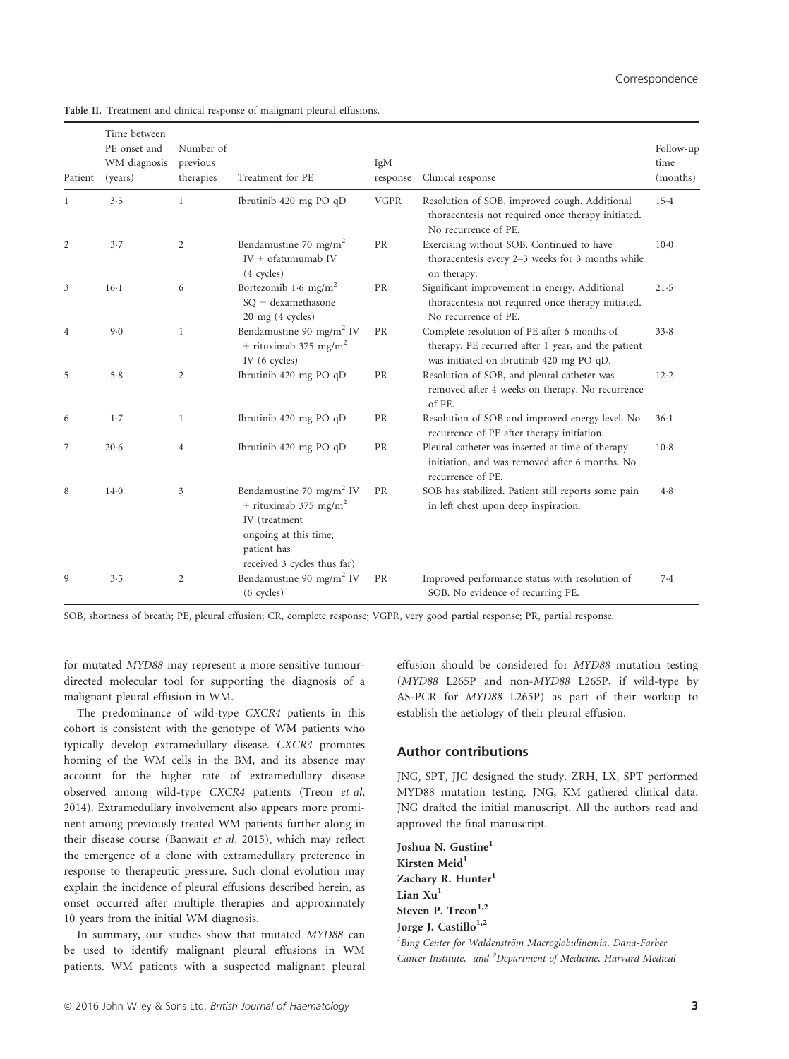Table II. Treatment and clinical response of malignant pleural effusions.

| Patient | Time between PE onset and WM diagnosis (years) | Number of previous therapies | Treatment for PE | IgM response | Clinical response | Follow-up time (months) |
|---|---|---|---|---|---|---|
| 1 | 3·5 | 1 | Ibrutinib 420 mg PO qD | VGPR | Resolution of SOB, improved cough. Additional thoracentesis not required once therapy initiated. No recurrence of PE. | 15·4 |
| 2 | 3·7 | 2 | Bendamustine 70 mg/m$^2$ IV + ofatumumab IV (4 cycles) | PR | Exercising without SOB. Continued to have thoracentesis every 2–3 weeks for 3 months while on therapy. | 10·0 |
| 3 | 16·1 | 6 | Bortezomib 1·6 mg/m$^2$ SQ + dexamethasone 20 mg (4 cycles) | PR | Significant improvement in energy. Additional thoracentesis not required once therapy initiated. No recurrence of PE. | 21·5 |
| 4 | 9·0 | 1 | Bendamustine 90 mg/m$^2$ IV + rituximab 375 mg/m$^2$ IV (6 cycles) | PR | Complete resolution of PE after 6 months of therapy. PE recurred after 1 year, and the patient was initiated on ibrutinib 420 mg PO qD. | 33·8 |
| 5 | 5·8 | 2 | Ibrutinib 420 mg PO qD | PR | Resolution of SOB, and pleural catheter was removed after 4 weeks on therapy. No recurrence of PE. | 12·2 |
| 6 | 1·7 | 1 | Ibrutinib 420 mg PO qD | PR | Resolution of SOB and improved energy level. No recurrence of PE after therapy initiation. | 36·1 |
| 7 | 20·6 | 4 | Ibrutinib 420 mg PO qD | PR | Pleural catheter was inserted at time of therapy initiation, and was removed after 6 months. No recurrence of PE. | 10·8 |
| 8 | 14·0 | 3 | Bendamustine 70 mg/m$^2$ IV + rituximab 375 mg/m$^2$ IV (treatment ongoing at this time; patient has received 3 cycles thus far) | PR | SOB has stabilized. Patient still reports some pain in left chest upon deep inspiration. | 4·8 |
| 9 | 3·5 | 2 | Bendamustine 90 mg/m$^2$ IV (6 cycles) | PR | Improved performance status with resolution of SOB. No evidence of recurring PE. | 7·4 |

SOB, shortness of breath; PE, pleural effusion; CR, complete response; VGPR, very good partial response; PR, partial response.

for mutated *MYD88* may represent a more sensitive tumour-directed molecular tool for supporting the diagnosis of a malignant pleural effusion in WM.

The predominance of wild-type *CXCR4* patients in this cohort is consistent with the genotype of WM patients who typically develop extramedullary disease. *CXCR4* promotes homing of the WM cells in the BM, and its absence may account for the higher rate of extramedullary disease observed among wild-type *CXCR4* patients (Treon *et al*, 2014). Extramedullary involvement also appears more prominent among previously treated WM patients further along in their disease course (Banwait *et al*, 2015), which may reflect the emergence of a clone with extramedullary preference in response to therapeutic pressure. Such clonal evolution may explain the incidence of pleural effusions described herein, as onset occurred after multiple therapies and approximately 10 years from the initial WM diagnosis.

In summary, our studies show that mutated *MYD88* can be used to identify malignant pleural effusions in WM patients. WM patients with a suspected malignant pleural effusion should be considered for *MYD88* mutation testing (*MYD88* L265P and non-*MYD88* L265P, if wild-type by AS-PCR for *MYD88* L265P) as part of their workup to establish the aetiology of their pleural effusion.

## Author contributions

JNG, SPT, JJC designed the study. ZRH, LX, SPT performed MYD88 mutation testing. JNG, KM gathered clinical data. JNG drafted the initial manuscript. All the authors read and approved the final manuscript.

**Joshua N. Gustine**[1]
**Kirsten Meid**[1]
**Zachary R. Hunter**[1]
**Lian Xu**[1]
**Steven P. Treon**[1,2]
**Jorge J. Castillo**[1,2]

[1]*Bing Center for Waldenström Macroglobulinemia, Dana-Farber Cancer Institute, and* [2]*Department of Medicine, Harvard Medical*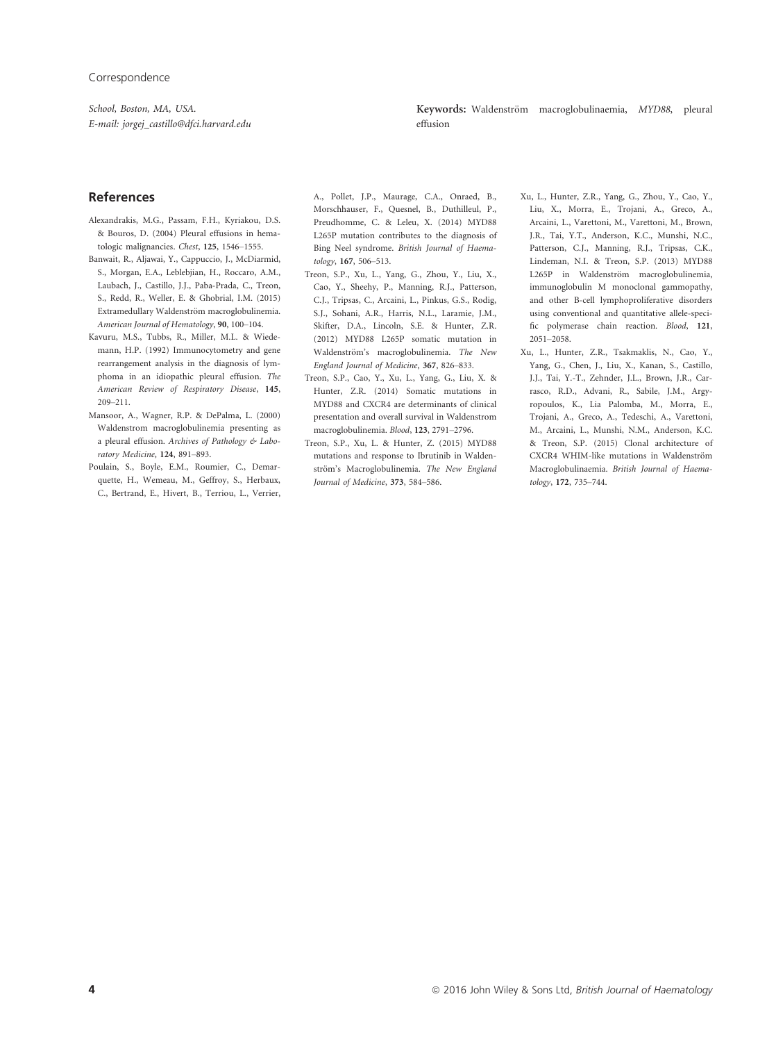School, Boston, MA, USA.
E-mail: jorgej_castillo@dfci.harvard.edu

**Keywords:** Waldenström macroglobulinaemia, *MYD88*, pleural effusion

## References

Alexandrakis, M.G., Passam, F.H., Kyriakou, D.S. & Bouros, D. (2004) Pleural effusions in hematologic malignancies. *Chest*, **125**, 1546–1555.

Banwait, R., Aljawai, Y., Cappuccio, J., McDiarmid, S., Morgan, E.A., Leblebjian, H., Roccaro, A.M., Laubach, J., Castillo, J.J., Paba-Prada, C., Treon, S., Redd, R., Weller, E. & Ghobrial, I.M. (2015) Extramedullary Waldenström macroglobulinemia. *American Journal of Hematology*, **90**, 100–104.

Kavuru, M.S., Tubbs, R., Miller, M.L. & Wiedemann, H.P. (1992) Immunocytometry and gene rearrangement analysis in the diagnosis of lymphoma in an idiopathic pleural effusion. *The American Review of Respiratory Disease*, **145**, 209–211.

Mansoor, A., Wagner, R.P. & DePalma, L. (2000) Waldenstrom macroglobulinemia presenting as a pleural effusion. *Archives of Pathology & Laboratory Medicine*, **124**, 891–893.

Poulain, S., Boyle, E.M., Roumier, C., Demarquette, H., Wemeau, M., Geffroy, S., Herbaux, C., Bertrand, E., Hivert, B., Terriou, L., Verrier, A., Pollet, J.P., Maurage, C.A., Onraed, B., Morschhauser, F., Quesnel, B., Duthilleul, P., Preudhomme, C. & Leleu, X. (2014) MYD88 L265P mutation contributes to the diagnosis of Bing Neel syndrome. *British Journal of Haematology*, **167**, 506–513.

Treon, S.P., Xu, L., Yang, G., Zhou, Y., Liu, X., Cao, Y., Sheehy, P., Manning, R.J., Patterson, C.J., Tripsas, C., Arcaini, L., Pinkus, G.S., Rodig, S.J., Sohani, A.R., Harris, N.L., Laramie, J.M., Skifter, D.A., Lincoln, S.E. & Hunter, Z.R. (2012) MYD88 L265P somatic mutation in Waldenström's macroglobulinemia. *The New England Journal of Medicine*, **367**, 826–833.

Treon, S.P., Cao, Y., Xu, L., Yang, G., Liu, X. & Hunter, Z.R. (2014) Somatic mutations in MYD88 and CXCR4 are determinants of clinical presentation and overall survival in Waldenstrom macroglobulinemia. *Blood*, **123**, 2791–2796.

Treon, S.P., Xu, L. & Hunter, Z. (2015) MYD88 mutations and response to Ibrutinib in Waldenström's Macroglobulinemia. *The New England Journal of Medicine*, **373**, 584–586.

Xu, L., Hunter, Z.R., Yang, G., Zhou, Y., Cao, Y., Liu, X., Morra, E., Trojani, A., Greco, A., Arcaini, L., Varettoni, M., Varettoni, M., Brown, J.R., Tai, Y.T., Anderson, K.C., Munshi, N.C., Patterson, C.J., Manning, R.J., Tripsas, C.K., Lindeman, N.I. & Treon, S.P. (2013) MYD88 L265P in Waldenström macroglobulinemia, immunoglobulin M monoclonal gammopathy, and other B-cell lymphoproliferative disorders using conventional and quantitative allele-specific polymerase chain reaction. *Blood*, **121**, 2051–2058.

Xu, L., Hunter, Z.R., Tsakmaklis, N., Cao, Y., Yang, G., Chen, J., Liu, X., Kanan, S., Castillo, J.J., Tai, Y.-T., Zehnder, J.L., Brown, J.R., Carrasco, R.D., Advani, R., Sabile, J.M., Argyropoulos, K., Lia Palomba, M., Morra, E., Trojani, A., Greco, A., Tedeschi, A., Varettoni, M., Arcaini, L., Munshi, N.M., Anderson, K.C. & Treon, S.P. (2015) Clonal architecture of CXCR4 WHIM-like mutations in Waldenström Macroglobulinaemia. *British Journal of Haematology*, **172**, 735–744.